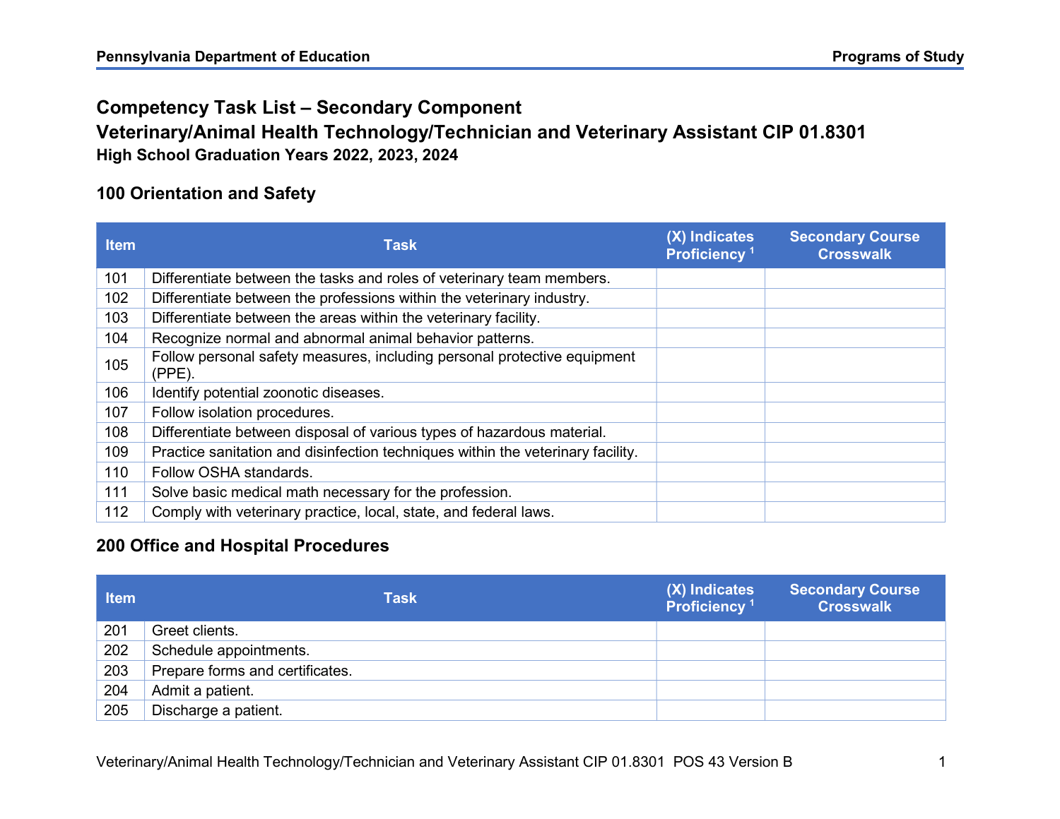# Competency Task List – Secondary Component

## Veterinary/Animal Health Technology/Technician and Veterinary Assistant CIP 01.8301

### High School Graduation Years 2022, 2023, 2024

## 100 Orientation and Safety

| Item | Task | (X) Indicates Proficiency [1] | Secondary Course Crosswalk |
|---|---|---|---|
| 101 | Differentiate between the tasks and roles of veterinary team members. | | |
| 102 | Differentiate between the professions within the veterinary industry. | | |
| 103 | Differentiate between the areas within the veterinary facility. | | |
| 104 | Recognize normal and abnormal animal behavior patterns. | | |
| 105 | Follow personal safety measures, including personal protective equipment (PPE). | | |
| 106 | Identify potential zoonotic diseases. | | |
| 107 | Follow isolation procedures. | | |
| 108 | Differentiate between disposal of various types of hazardous material. | | |
| 109 | Practice sanitation and disinfection techniques within the veterinary facility. | | |
| 110 | Follow OSHA standards. | | |
| 111 | Solve basic medical math necessary for the profession. | | |
| 112 | Comply with veterinary practice, local, state, and federal laws. | | |

## 200 Office and Hospital Procedures

| Item | Task | (X) Indicates Proficiency [1] | Secondary Course Crosswalk |
|---|---|---|---|
| 201 | Greet clients. | | |
| 202 | Schedule appointments. | | |
| 203 | Prepare forms and certificates. | | |
| 204 | Admit a patient. | | |
| 205 | Discharge a patient. | | |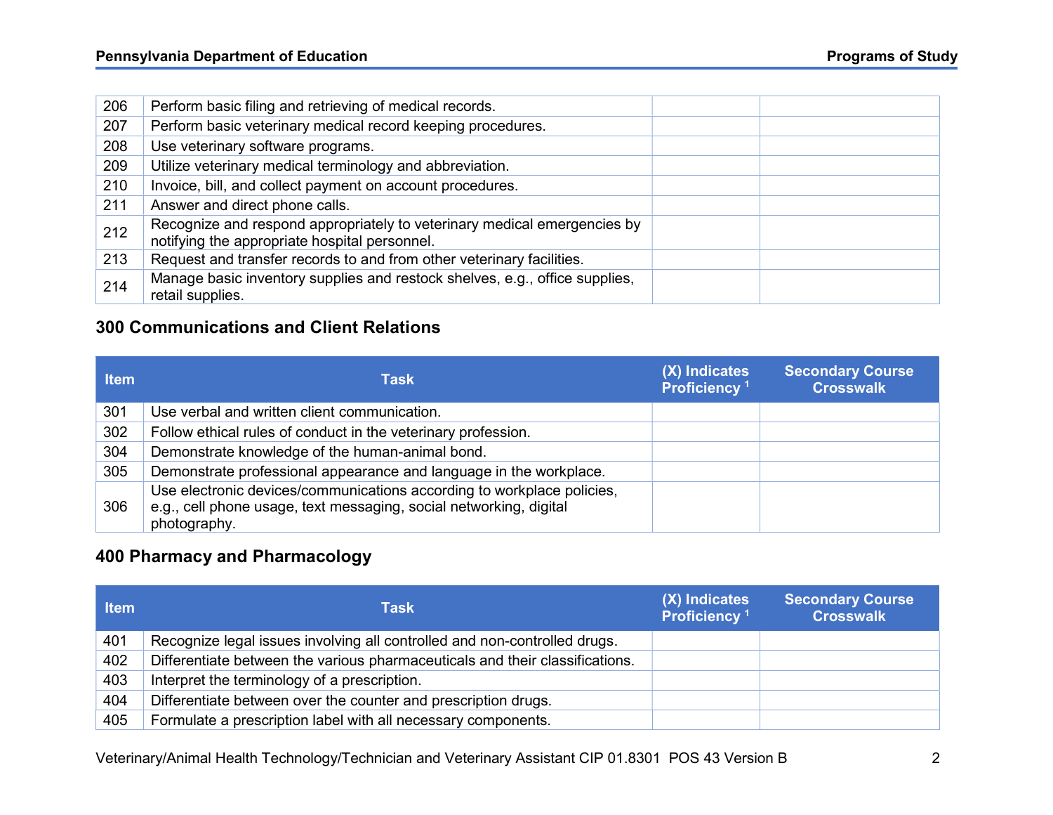| Item | Task | (X) Indicates Proficiency [1] | Secondary Course Crosswalk |
|---|---|---|---|
| 206 | Perform basic filing and retrieving of medical records. | | |
| 207 | Perform basic veterinary medical record keeping procedures. | | |
| 208 | Use veterinary software programs. | | |
| 209 | Utilize veterinary medical terminology and abbreviation. | | |
| 210 | Invoice, bill, and collect payment on account procedures. | | |
| 211 | Answer and direct phone calls. | | |
| 212 | Recognize and respond appropriately to veterinary medical emergencies by notifying the appropriate hospital personnel. | | |
| 213 | Request and transfer records to and from other veterinary facilities. | | |
| 214 | Manage basic inventory supplies and restock shelves, e.g., office supplies, retail supplies. | | |

### 300 Communications and Client Relations

| Item | Task | (X) Indicates Proficiency [1] | Secondary Course Crosswalk |
|---|---|---|---|
| 301 | Use verbal and written client communication. | | |
| 302 | Follow ethical rules of conduct in the veterinary profession. | | |
| 304 | Demonstrate knowledge of the human-animal bond. | | |
| 305 | Demonstrate professional appearance and language in the workplace. | | |
| 306 | Use electronic devices/communications according to workplace policies, e.g., cell phone usage, text messaging, social networking, digital photography. | | |

### 400 Pharmacy and Pharmacology

| Item | Task | (X) Indicates Proficiency [1] | Secondary Course Crosswalk |
|---|---|---|---|
| 401 | Recognize legal issues involving all controlled and non-controlled drugs. | | |
| 402 | Differentiate between the various pharmaceuticals and their classifications. | | |
| 403 | Interpret the terminology of a prescription. | | |
| 404 | Differentiate between over the counter and prescription drugs. | | |
| 405 | Formulate a prescription label with all necessary components. | | |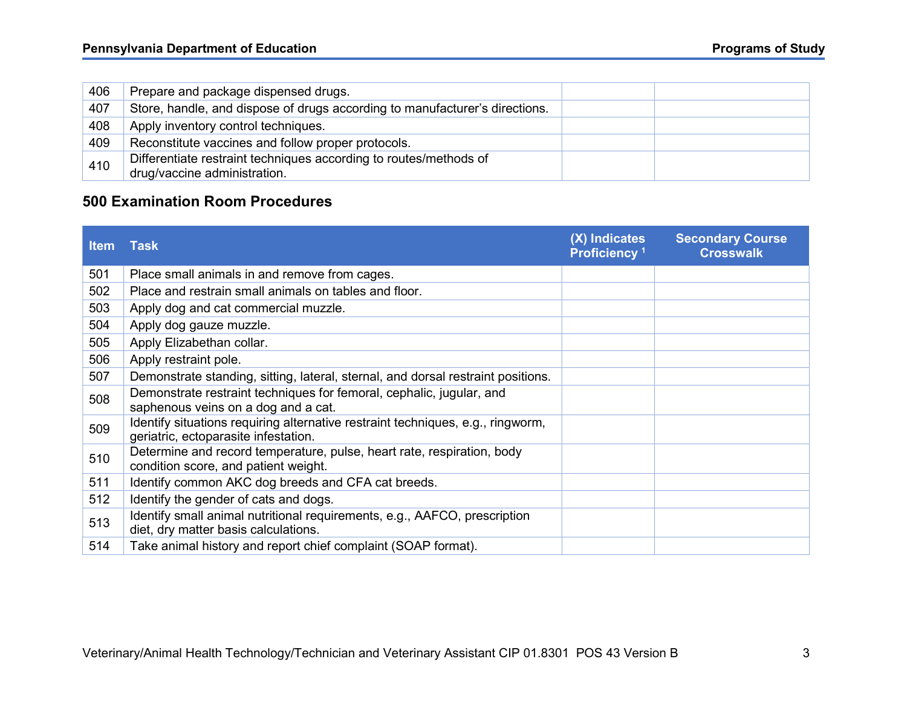| 406 | Prepare and package dispensed drugs. | | |
|---|---|---|---|
| 407 | Store, handle, and dispose of drugs according to manufacturer's directions. | | |
| 408 | Apply inventory control techniques. | | |
| 409 | Reconstitute vaccines and follow proper protocols. | | |
| 410 | Differentiate restraint techniques according to routes/methods of drug/vaccine administration. | | |

## 500 Examination Room Procedures

| Item | Task | (X) Indicates Proficiency [1] | Secondary Course Crosswalk |
|---|---|---|---|
| 501 | Place small animals in and remove from cages. | | |
| 502 | Place and restrain small animals on tables and floor. | | |
| 503 | Apply dog and cat commercial muzzle. | | |
| 504 | Apply dog gauze muzzle. | | |
| 505 | Apply Elizabethan collar. | | |
| 506 | Apply restraint pole. | | |
| 507 | Demonstrate standing, sitting, lateral, sternal, and dorsal restraint positions. | | |
| 508 | Demonstrate restraint techniques for femoral, cephalic, jugular, and saphenous veins on a dog and a cat. | | |
| 509 | Identify situations requiring alternative restraint techniques, e.g., ringworm, geriatric, ectoparasite infestation. | | |
| 510 | Determine and record temperature, pulse, heart rate, respiration, body condition score, and patient weight. | | |
| 511 | Identify common AKC dog breeds and CFA cat breeds. | | |
| 512 | Identify the gender of cats and dogs. | | |
| 513 | Identify small animal nutritional requirements, e.g., AAFCO, prescription diet, dry matter basis calculations. | | |
| 514 | Take animal history and report chief complaint (SOAP format). | | |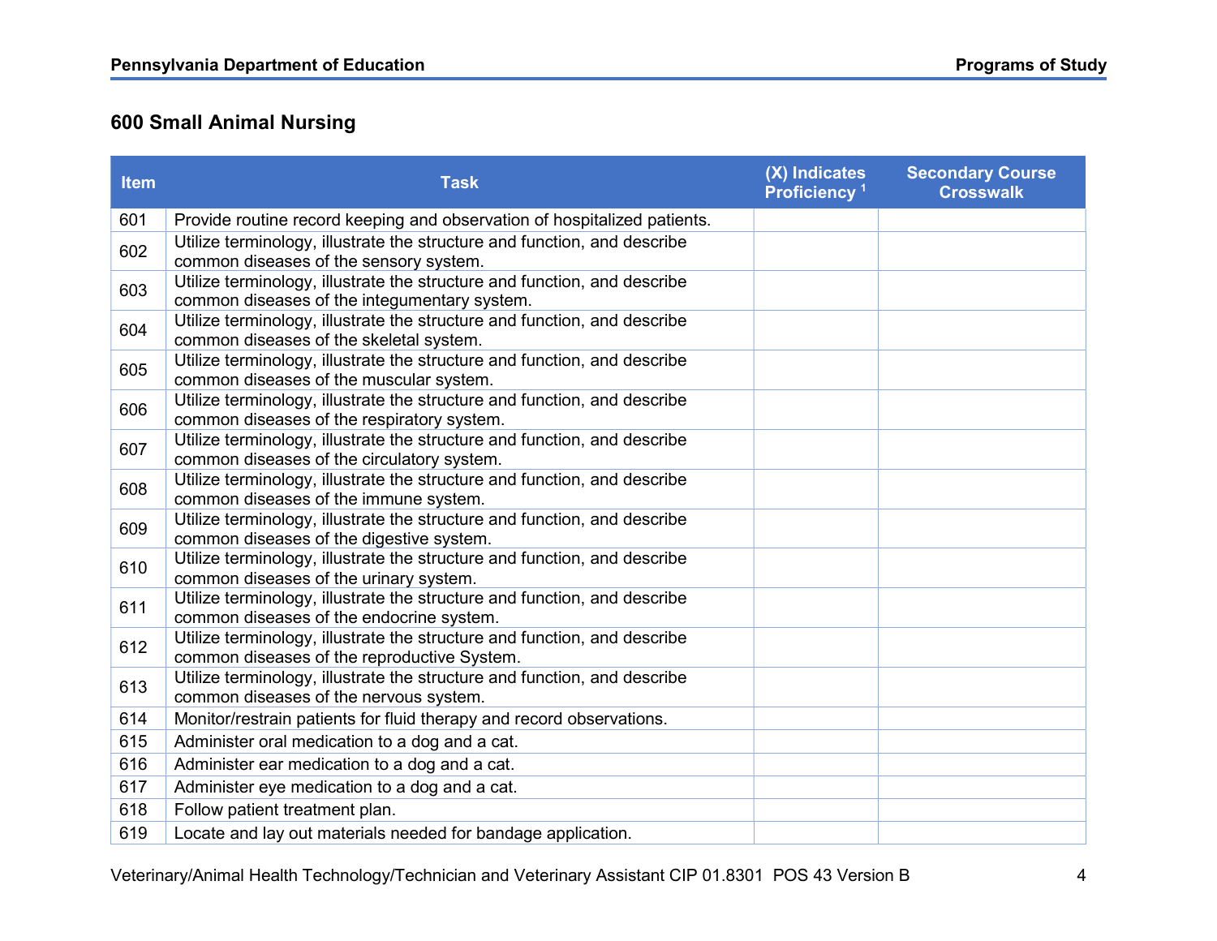## 600 Small Animal Nursing

| Item | Task | (X) Indicates Proficiency [1] | Secondary Course Crosswalk |
|---|---|---|---|
| 601 | Provide routine record keeping and observation of hospitalized patients. | | |
| 602 | Utilize terminology, illustrate the structure and function, and describe common diseases of the sensory system. | | |
| 603 | Utilize terminology, illustrate the structure and function, and describe common diseases of the integumentary system. | | |
| 604 | Utilize terminology, illustrate the structure and function, and describe common diseases of the skeletal system. | | |
| 605 | Utilize terminology, illustrate the structure and function, and describe common diseases of the muscular system. | | |
| 606 | Utilize terminology, illustrate the structure and function, and describe common diseases of the respiratory system. | | |
| 607 | Utilize terminology, illustrate the structure and function, and describe common diseases of the circulatory system. | | |
| 608 | Utilize terminology, illustrate the structure and function, and describe common diseases of the immune system. | | |
| 609 | Utilize terminology, illustrate the structure and function, and describe common diseases of the digestive system. | | |
| 610 | Utilize terminology, illustrate the structure and function, and describe common diseases of the urinary system. | | |
| 611 | Utilize terminology, illustrate the structure and function, and describe common diseases of the endocrine system. | | |
| 612 | Utilize terminology, illustrate the structure and function, and describe common diseases of the reproductive System. | | |
| 613 | Utilize terminology, illustrate the structure and function, and describe common diseases of the nervous system. | | |
| 614 | Monitor/restrain patients for fluid therapy and record observations. | | |
| 615 | Administer oral medication to a dog and a cat. | | |
| 616 | Administer ear medication to a dog and a cat. | | |
| 617 | Administer eye medication to a dog and a cat. | | |
| 618 | Follow patient treatment plan. | | |
| 619 | Locate and lay out materials needed for bandage application. | | |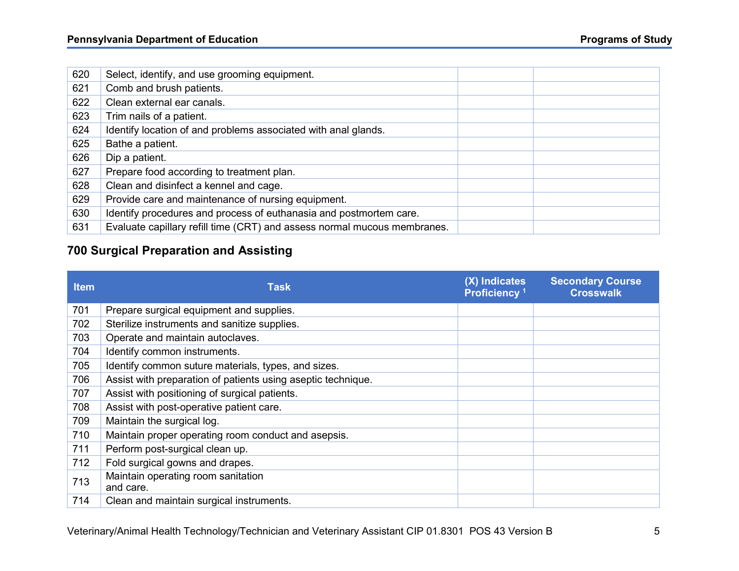| | | | |
|---|---|---|---|
| 620 | Select, identify, and use grooming equipment. | | |
| 621 | Comb and brush patients. | | |
| 622 | Clean external ear canals. | | |
| 623 | Trim nails of a patient. | | |
| 624 | Identify location of and problems associated with anal glands. | | |
| 625 | Bathe a patient. | | |
| 626 | Dip a patient. | | |
| 627 | Prepare food according to treatment plan. | | |
| 628 | Clean and disinfect a kennel and cage. | | |
| 629 | Provide care and maintenance of nursing equipment. | | |
| 630 | Identify procedures and process of euthanasia and postmortem care. | | |
| 631 | Evaluate capillary refill time (CRT) and assess normal mucous membranes. | | |

## 700 Surgical Preparation and Assisting

| Item | Task | (X) Indicates Proficiency [1] | Secondary Course Crosswalk |
|---|---|---|---|
| 701 | Prepare surgical equipment and supplies. | | |
| 702 | Sterilize instruments and sanitize supplies. | | |
| 703 | Operate and maintain autoclaves. | | |
| 704 | Identify common instruments. | | |
| 705 | Identify common suture materials, types, and sizes. | | |
| 706 | Assist with preparation of patients using aseptic technique. | | |
| 707 | Assist with positioning of surgical patients. | | |
| 708 | Assist with post-operative patient care. | | |
| 709 | Maintain the surgical log. | | |
| 710 | Maintain proper operating room conduct and asepsis. | | |
| 711 | Perform post-surgical clean up. | | |
| 712 | Fold surgical gowns and drapes. | | |
| 713 | Maintain operating room sanitation and care. | | |
| 714 | Clean and maintain surgical instruments. | | |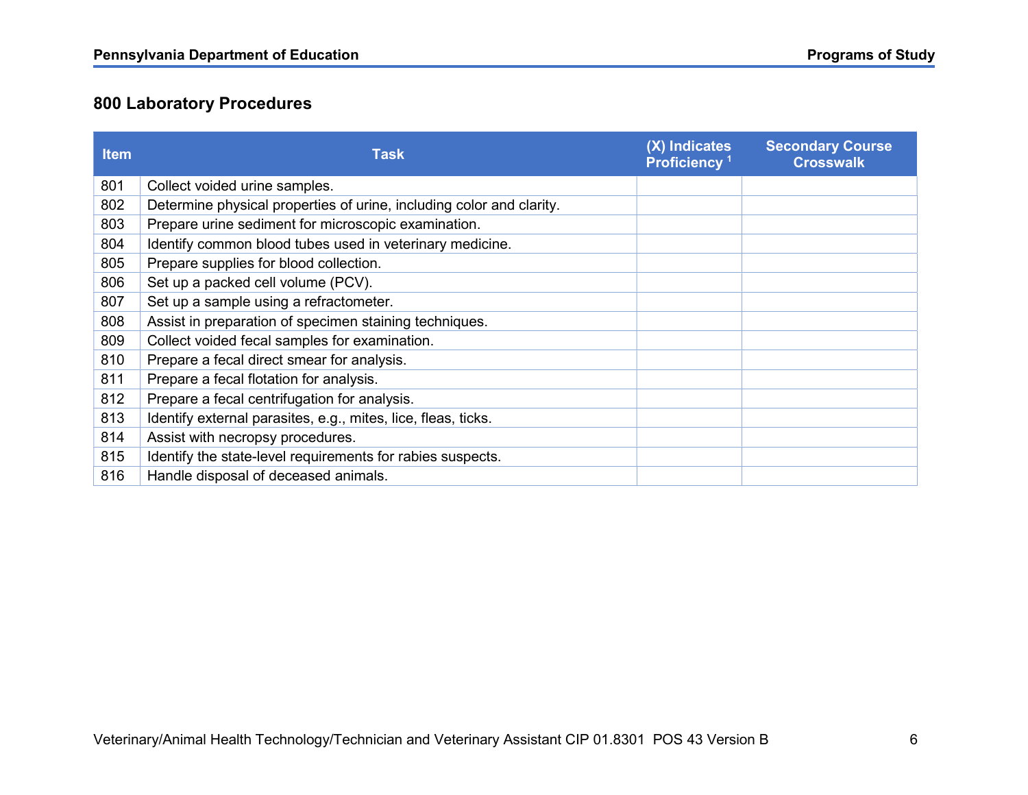## 800 Laboratory Procedures

| Item | Task | (X) Indicates Proficiency [1] | Secondary Course Crosswalk |
|---|---|---|---|
| 801 | Collect voided urine samples. | | |
| 802 | Determine physical properties of urine, including color and clarity. | | |
| 803 | Prepare urine sediment for microscopic examination. | | |
| 804 | Identify common blood tubes used in veterinary medicine. | | |
| 805 | Prepare supplies for blood collection. | | |
| 806 | Set up a packed cell volume (PCV). | | |
| 807 | Set up a sample using a refractometer. | | |
| 808 | Assist in preparation of specimen staining techniques. | | |
| 809 | Collect voided fecal samples for examination. | | |
| 810 | Prepare a fecal direct smear for analysis. | | |
| 811 | Prepare a fecal flotation for analysis. | | |
| 812 | Prepare a fecal centrifugation for analysis. | | |
| 813 | Identify external parasites, e.g., mites, lice, fleas, ticks. | | |
| 814 | Assist with necropsy procedures. | | |
| 815 | Identify the state-level requirements for rabies suspects. | | |
| 816 | Handle disposal of deceased animals. | | |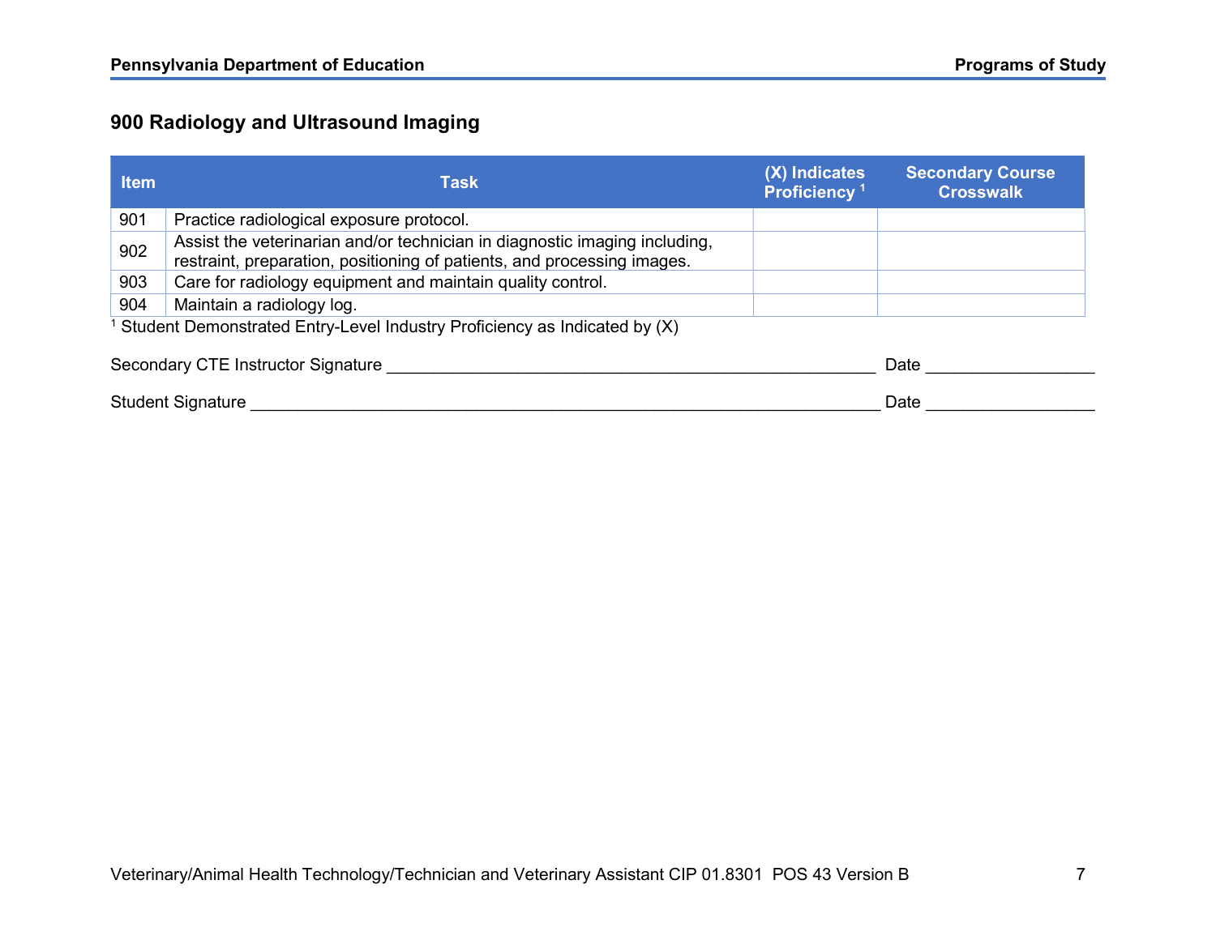## 900 Radiology and Ultrasound Imaging

| Item | Task | (X) Indicates Proficiency [1] | Secondary Course Crosswalk |
| --- | --- | --- | --- |
| 901 | Practice radiological exposure protocol. | | |
| 902 | Assist the veterinarian and/or technician in diagnostic imaging including, restraint, preparation, positioning of patients, and processing images. | | |
| 903 | Care for radiology equipment and maintain quality control. | | |
| 904 | Maintain a radiology log. | | |

[1] Student Demonstrated Entry-Level Industry Proficiency as Indicated by (X)

Secondary CTE Instructor Signature ____________________________________________________ Date _________________

Student Signature ______________________________________________________________________ Date _________________